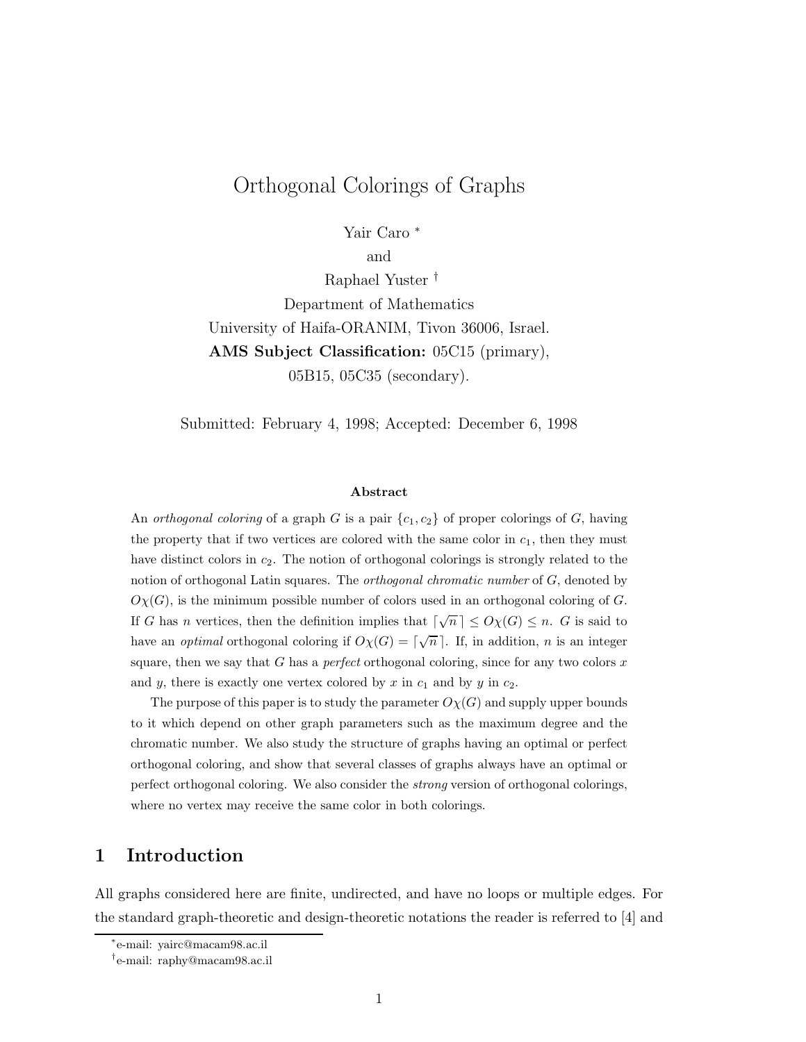# Orthogonal Colorings of Graphs

Yair Caro *

and

Raphael Yuster †

Department of Mathematics

University of Haifa-ORANIM, Tivon 36006, Israel.

**AMS Subject Classification:** 05C15 (primary), 05B15, 05C35 (secondary).

Submitted: February 4, 1998; Accepted: December 6, 1998

### Abstract

An *orthogonal coloring* of a graph $G$ is a pair $\{c_1, c_2\}$ of proper colorings of $G$, having the property that if two vertices are colored with the same color in $c_1$, then they must have distinct colors in $c_2$. The notion of orthogonal colorings is strongly related to the notion of orthogonal Latin squares. The *orthogonal chromatic number* of $G$, denoted by $O\chi(G)$, is the minimum possible number of colors used in an orthogonal coloring of $G$. If $G$ has $n$ vertices, then the definition implies that $\lceil \sqrt{n} \rceil \leq O\chi(G) \leq n$. $G$ is said to have an *optimal* orthogonal coloring if $O\chi(G) = \lceil \sqrt{n} \rceil$. If, in addition, $n$ is an integer square, then we say that $G$ has a *perfect* orthogonal coloring, since for any two colors $x$ and $y$, there is exactly one vertex colored by $x$ in $c_1$ and by $y$ in $c_2$.

The purpose of this paper is to study the parameter $O\chi(G)$ and supply upper bounds to it which depend on other graph parameters such as the maximum degree and the chromatic number. We also study the structure of graphs having an optimal or perfect orthogonal coloring, and show that several classes of graphs always have an optimal or perfect orthogonal coloring. We also consider the *strong* version of orthogonal colorings, where no vertex may receive the same color in both colorings.

## 1 Introduction

All graphs considered here are finite, undirected, and have no loops or multiple edges. For the standard graph-theoretic and design-theoretic notations the reader is referred to [4] and

*e-mail: yairc@macam98.ac.il

†e-mail: raphy@macam98.ac.il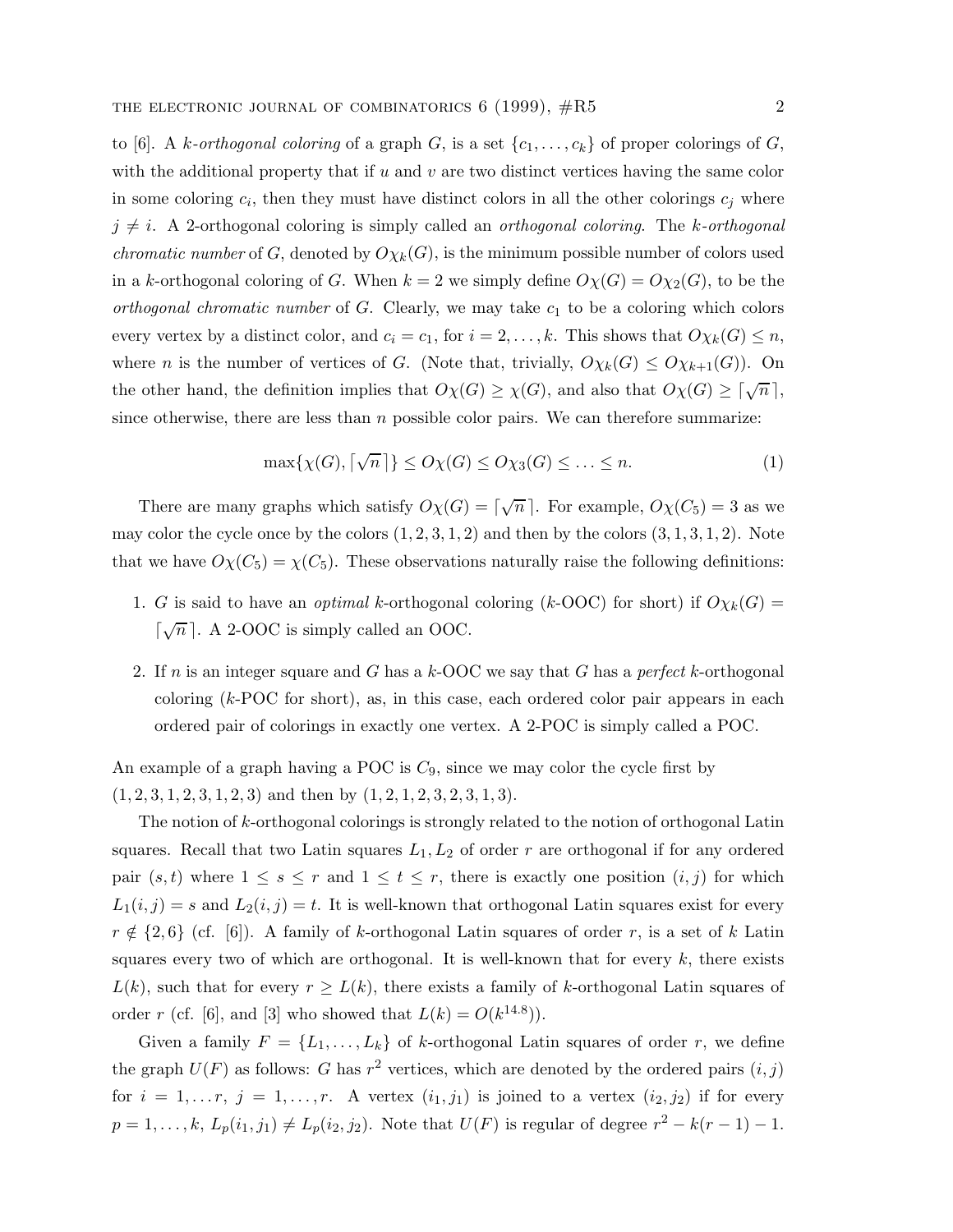to [6]. A *k-orthogonal coloring* of a graph $G$, is a set $\{c_1, \ldots, c_k\}$ of proper colorings of $G$, with the additional property that if $u$ and $v$ are two distinct vertices having the same color in some coloring $c_i$, then they must have distinct colors in all the other colorings $c_j$ where $j \neq i$. A 2-orthogonal coloring is simply called an *orthogonal coloring*. The *k-orthogonal chromatic number* of $G$, denoted by $O\chi_k(G)$, is the minimum possible number of colors used in a $k$-orthogonal coloring of $G$. When $k = 2$ we simply define $O\chi(G) = O\chi_2(G)$, to be the *orthogonal chromatic number* of $G$. Clearly, we may take $c_1$ to be a coloring which colors every vertex by a distinct color, and $c_i = c_1$, for $i = 2, \ldots, k$. This shows that $O\chi_k(G) \leq n$, where $n$ is the number of vertices of $G$. (Note that, trivially, $O\chi_k(G) \leq O\chi_{k+1}(G)$). On the other hand, the definition implies that $O\chi(G) \geq \chi(G)$, and also that $O\chi(G) \geq \lceil \sqrt{n} \rceil$, since otherwise, there are less than $n$ possible color pairs. We can therefore summarize:

$$\max\{\chi(G), \lceil \sqrt{n} \rceil\} \leq O\chi(G) \leq O\chi_3(G) \leq \ldots \leq n. \tag{1}$$

There are many graphs which satisfy $O\chi(G) = \lceil \sqrt{n} \rceil$. For example, $O\chi(C_5) = 3$ as we may color the cycle once by the colors $(1, 2, 3, 1, 2)$ and then by the colors $(3, 1, 3, 1, 2)$. Note that we have $O\chi(C_5) = \chi(C_5)$. These observations naturally raise the following definitions:

1. $G$ is said to have an *optimal* $k$-orthogonal coloring ($k$-OOC for short) if $O\chi_k(G) = \lceil \sqrt{n} \rceil$. A 2-OOC is simply called an OOC.
2. If $n$ is an integer square and $G$ has a $k$-OOC we say that $G$ has a *perfect* $k$-orthogonal coloring ($k$-POC for short), as, in this case, each ordered color pair appears in each ordered pair of colorings in exactly one vertex. A 2-POC is simply called a POC.

An example of a graph having a POC is $C_9$, since we may color the cycle first by $(1, 2, 3, 1, 2, 3, 1, 2, 3)$ and then by $(1, 2, 1, 2, 3, 2, 3, 1, 3)$.

The notion of $k$-orthogonal colorings is strongly related to the notion of orthogonal Latin squares. Recall that two Latin squares $L_1, L_2$ of order $r$ are orthogonal if for any ordered pair $(s, t)$ where $1 \leq s \leq r$ and $1 \leq t \leq r$, there is exactly one position $(i, j)$ for which $L_1(i, j) = s$ and $L_2(i, j) = t$. It is well-known that orthogonal Latin squares exist for every $r \notin \{2, 6\}$ (cf. [6]). A family of $k$-orthogonal Latin squares of order $r$, is a set of $k$ Latin squares every two of which are orthogonal. It is well-known that for every $k$, there exists $L(k)$, such that for every $r \geq L(k)$, there exists a family of $k$-orthogonal Latin squares of order $r$ (cf. [6], and [3] who showed that $L(k) = O(k^{14.8})$).

Given a family $F = \{L_1, \ldots, L_k\}$ of $k$-orthogonal Latin squares of order $r$, we define the graph $U(F)$ as follows: $G$ has $r^2$ vertices, which are denoted by the ordered pairs $(i, j)$ for $i = 1, \ldots r$, $j = 1, \ldots, r$. A vertex $(i_1, j_1)$ is joined to a vertex $(i_2, j_2)$ if for every $p = 1, \ldots, k$, $L_p(i_1, j_1) \neq L_p(i_2, j_2)$. Note that $U(F)$ is regular of degree $r^2 - k(r - 1) - 1$.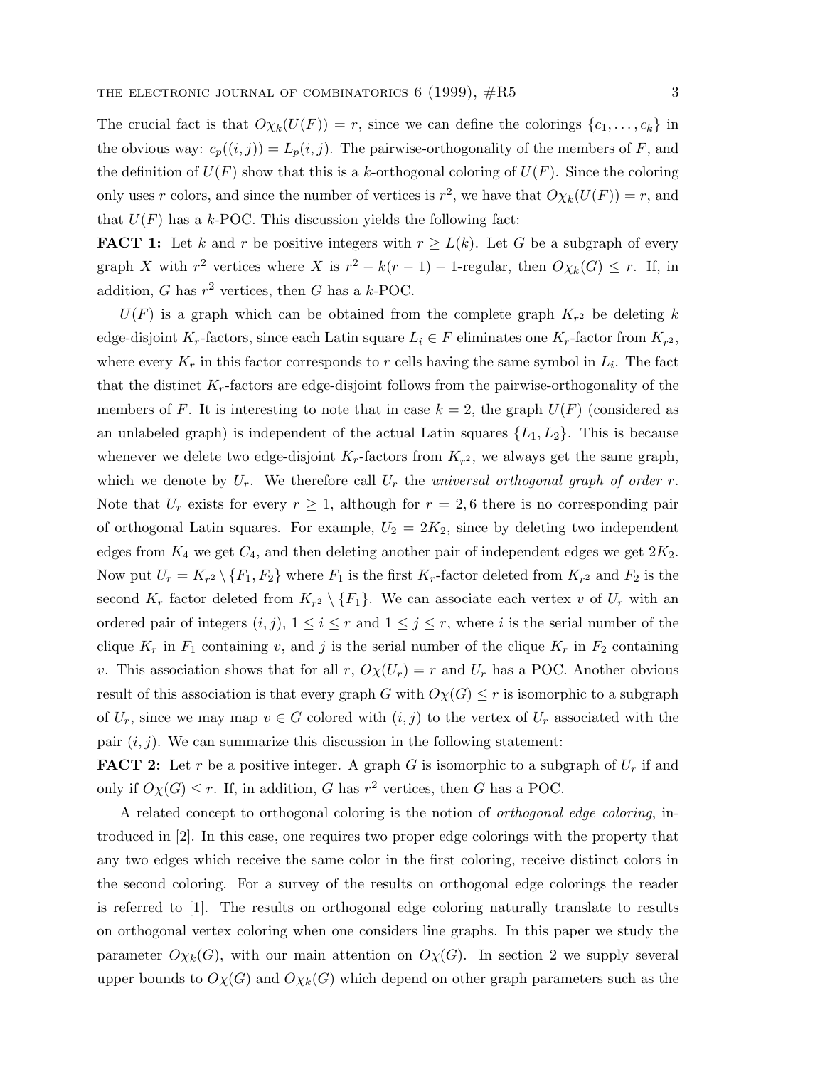The crucial fact is that $O\chi_k(U(F)) = r$, since we can define the colorings $\{c_1, \ldots, c_k\}$ in the obvious way: $c_p((i,j)) = L_p(i,j)$. The pairwise-orthogonality of the members of $F$, and the definition of $U(F)$ show that this is a $k$-orthogonal coloring of $U(F)$. Since the coloring only uses $r$ colors, and since the number of vertices is $r^2$, we have that $O\chi_k(U(F)) = r$, and that $U(F)$ has a $k$-POC. This discussion yields the following fact:

**FACT 1:** Let $k$ and $r$ be positive integers with $r \geq L(k)$. Let $G$ be a subgraph of every graph $X$ with $r^2$ vertices where $X$ is $r^2 - k(r-1) - 1$-regular, then $O\chi_k(G) \leq r$. If, in addition, $G$ has $r^2$ vertices, then $G$ has a $k$-POC.

$U(F)$ is a graph which can be obtained from the complete graph $K_{r^2}$ be deleting $k$ edge-disjoint $K_r$-factors, since each Latin square $L_i \in F$ eliminates one $K_r$-factor from $K_{r^2}$, where every $K_r$ in this factor corresponds to $r$ cells having the same symbol in $L_i$. The fact that the distinct $K_r$-factors are edge-disjoint follows from the pairwise-orthogonality of the members of $F$. It is interesting to note that in case $k = 2$, the graph $U(F)$ (considered as an unlabeled graph) is independent of the actual Latin squares $\{L_1, L_2\}$. This is because whenever we delete two edge-disjoint $K_r$-factors from $K_{r^2}$, we always get the same graph, which we denote by $U_r$. We therefore call $U_r$ the *universal orthogonal graph of order* $r$. Note that $U_r$ exists for every $r \geq 1$, although for $r = 2, 6$ there is no corresponding pair of orthogonal Latin squares. For example, $U_2 = 2K_2$, since by deleting two independent edges from $K_4$ we get $C_4$, and then deleting another pair of independent edges we get $2K_2$. Now put $U_r = K_{r^2} \setminus \{F_1, F_2\}$ where $F_1$ is the first $K_r$-factor deleted from $K_{r^2}$ and $F_2$ is the second $K_r$ factor deleted from $K_{r^2} \setminus \{F_1\}$. We can associate each vertex $v$ of $U_r$ with an ordered pair of integers $(i,j)$, $1 \leq i \leq r$ and $1 \leq j \leq r$, where $i$ is the serial number of the clique $K_r$ in $F_1$ containing $v$, and $j$ is the serial number of the clique $K_r$ in $F_2$ containing $v$. This association shows that for all $r$, $O\chi(U_r) = r$ and $U_r$ has a POC. Another obvious result of this association is that every graph $G$ with $O\chi(G) \leq r$ is isomorphic to a subgraph of $U_r$, since we may map $v \in G$ colored with $(i,j)$ to the vertex of $U_r$ associated with the pair $(i,j)$. We can summarize this discussion in the following statement:

**FACT 2:** Let $r$ be a positive integer. A graph $G$ is isomorphic to a subgraph of $U_r$ if and only if $O\chi(G) \leq r$. If, in addition, $G$ has $r^2$ vertices, then $G$ has a POC.

A related concept to orthogonal coloring is the notion of *orthogonal edge coloring*, introduced in [2]. In this case, one requires two proper edge colorings with the property that any two edges which receive the same color in the first coloring, receive distinct colors in the second coloring. For a survey of the results on orthogonal edge colorings the reader is referred to [1]. The results on orthogonal edge coloring naturally translate to results on orthogonal vertex coloring when one considers line graphs. In this paper we study the parameter $O\chi_k(G)$, with our main attention on $O\chi(G)$. In section 2 we supply several upper bounds to $O\chi(G)$ and $O\chi_k(G)$ which depend on other graph parameters such as the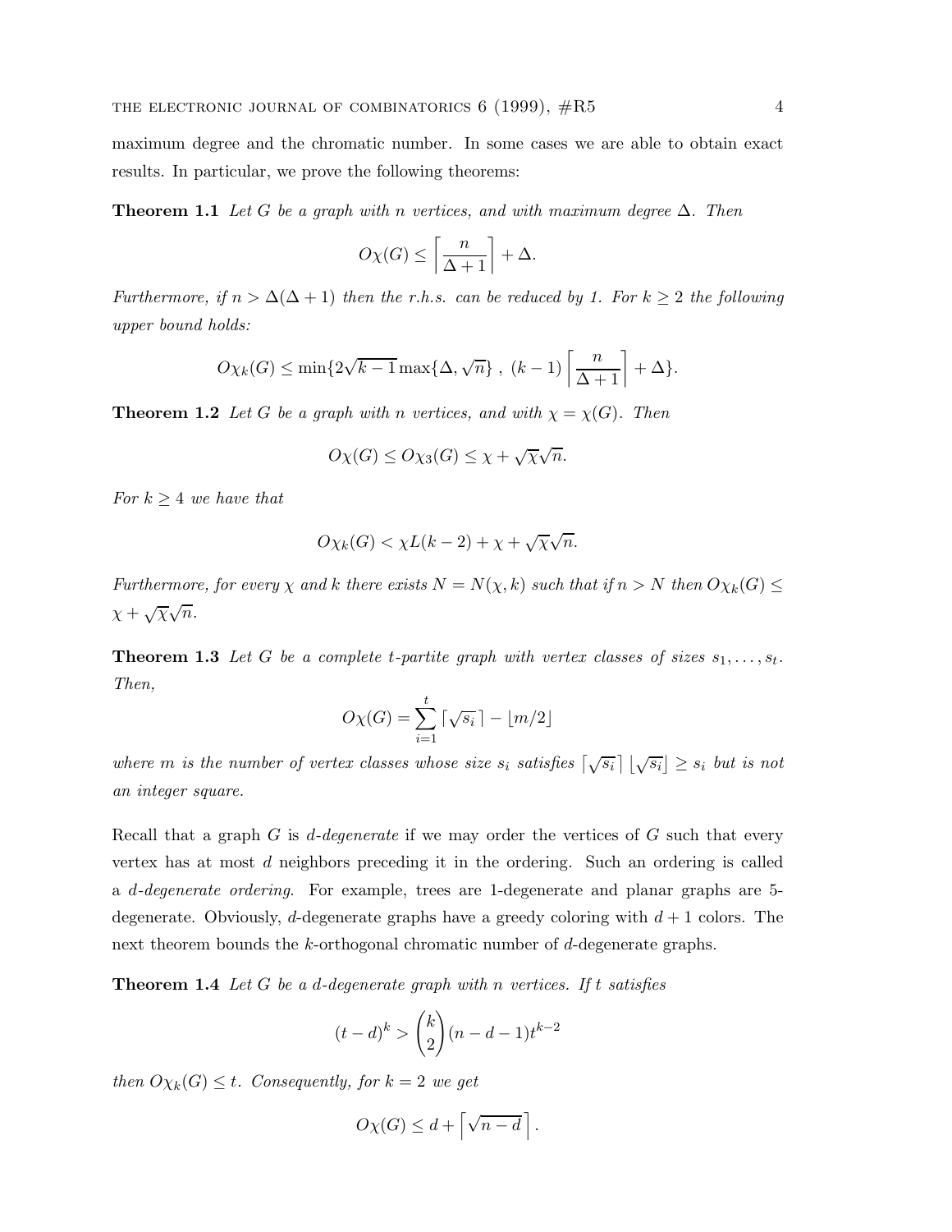maximum degree and the chromatic number. In some cases we are able to obtain exact results. In particular, we prove the following theorems:

**Theorem 1.1** *Let $G$ be a graph with $n$ vertices, and with maximum degree $\Delta$. Then*

$$O\chi(G) \leq \left\lceil \frac{n}{\Delta+1} \right\rceil + \Delta.$$

*Furthermore, if $n > \Delta(\Delta+1)$ then the r.h.s. can be reduced by 1. For $k \geq 2$ the following upper bound holds:*

$$O\chi_k(G) \leq \min\{2\sqrt{k-1}\max\{\Delta, \sqrt{n}\}\ ,\ (k-1)\left\lceil \frac{n}{\Delta+1} \right\rceil + \Delta\}.$$

**Theorem 1.2** *Let $G$ be a graph with $n$ vertices, and with $\chi = \chi(G)$. Then*

$$O\chi(G) \leq O\chi_3(G) \leq \chi + \sqrt{\chi}\sqrt{n}.$$

*For $k \geq 4$ we have that*

$$O\chi_k(G) < \chi L(k-2) + \chi + \sqrt{\chi}\sqrt{n}.$$

*Furthermore, for every $\chi$ and $k$ there exists $N = N(\chi, k)$ such that if $n > N$ then $O\chi_k(G) \leq \chi + \sqrt{\chi}\sqrt{n}$.*

**Theorem 1.3** *Let $G$ be a complete $t$-partite graph with vertex classes of sizes $s_1, \ldots, s_t$. Then,*

$$O\chi(G) = \sum_{i=1}^{t} \lceil \sqrt{s_i} \rceil - \lfloor m/2 \rfloor$$

*where $m$ is the number of vertex classes whose size $s_i$ satisfies $\lceil \sqrt{s_i} \rceil \lfloor \sqrt{s_i} \rfloor \geq s_i$ but is not an integer square.*

Recall that a graph $G$ is *$d$-degenerate* if we may order the vertices of $G$ such that every vertex has at most $d$ neighbors preceding it in the ordering. Such an ordering is called a *$d$-degenerate ordering*. For example, trees are 1-degenerate and planar graphs are 5-degenerate. Obviously, $d$-degenerate graphs have a greedy coloring with $d+1$ colors. The next theorem bounds the $k$-orthogonal chromatic number of $d$-degenerate graphs.

**Theorem 1.4** *Let $G$ be a $d$-degenerate graph with $n$ vertices. If $t$ satisfies*

$$(t-d)^k > \binom{k}{2}(n-d-1)t^{k-2}$$

*then $O\chi_k(G) \leq t$. Consequently, for $k = 2$ we get*

$$O\chi(G) \leq d + \left\lceil \sqrt{n-d} \right\rceil.$$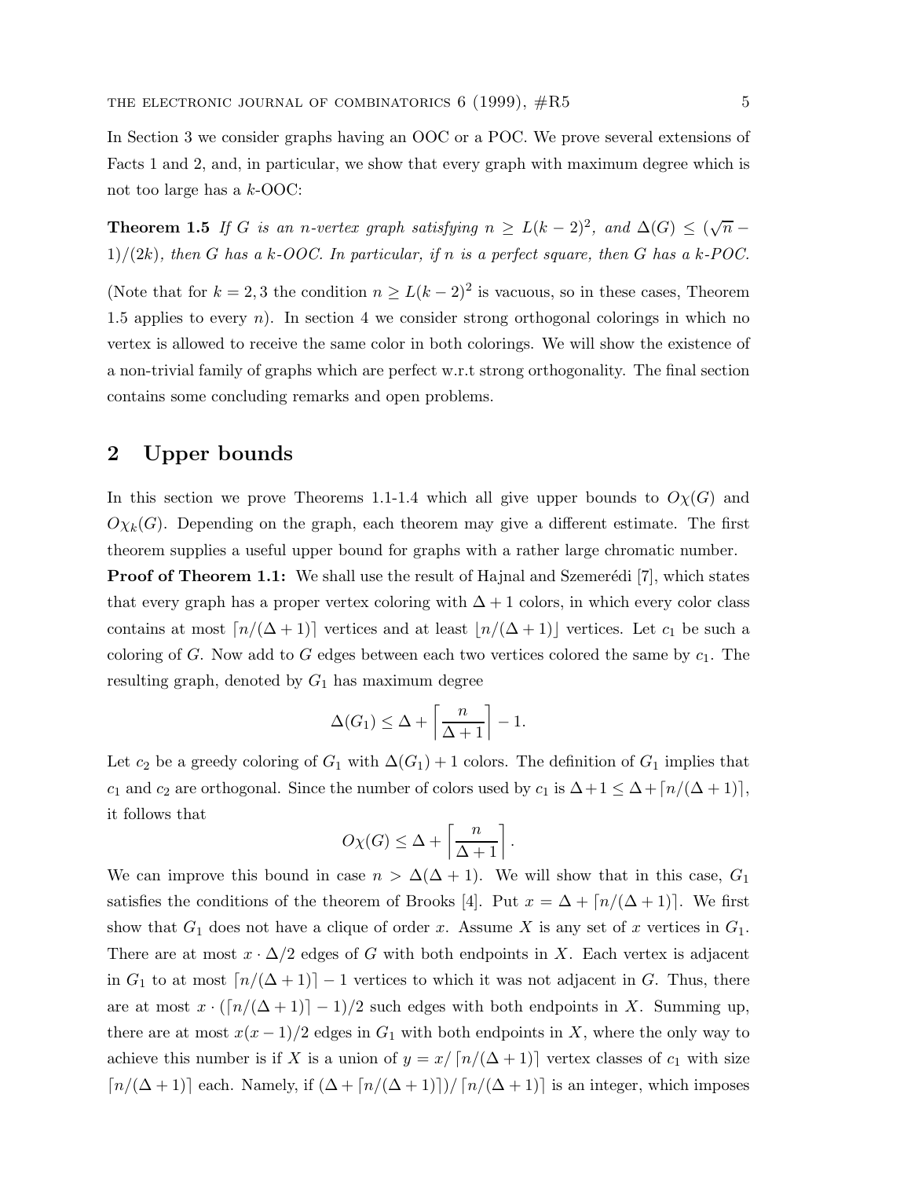In Section 3 we consider graphs having an OOC or a POC. We prove several extensions of Facts 1 and 2, and, in particular, we show that every graph with maximum degree which is not too large has a $k$-OOC:

**Theorem 1.5** *If $G$ is an $n$-vertex graph satisfying $n \geq L(k-2)^2$, and $\Delta(G) \leq (\sqrt{n} - 1)/(2k)$, then $G$ has a $k$-OOC. In particular, if $n$ is a perfect square, then $G$ has a $k$-POC.*

(Note that for $k = 2, 3$ the condition $n \geq L(k-2)^2$ is vacuous, so in these cases, Theorem 1.5 applies to every $n$). In section 4 we consider strong orthogonal colorings in which no vertex is allowed to receive the same color in both colorings. We will show the existence of a non-trivial family of graphs which are perfect w.r.t strong orthogonality. The final section contains some concluding remarks and open problems.

## 2 Upper bounds

In this section we prove Theorems 1.1-1.4 which all give upper bounds to $O\chi(G)$ and $O\chi_k(G)$. Depending on the graph, each theorem may give a different estimate. The first theorem supplies a useful upper bound for graphs with a rather large chromatic number.

**Proof of Theorem 1.1:** We shall use the result of Hajnal and Szemerédi [7], which states that every graph has a proper vertex coloring with $\Delta + 1$ colors, in which every color class contains at most $\lceil n/(\Delta+1) \rceil$ vertices and at least $\lfloor n/(\Delta+1) \rfloor$ vertices. Let $c_1$ be such a coloring of $G$. Now add to $G$ edges between each two vertices colored the same by $c_1$. The resulting graph, denoted by $G_1$ has maximum degree

$$\Delta(G_1) \leq \Delta + \left\lceil \frac{n}{\Delta+1} \right\rceil - 1.$$

Let $c_2$ be a greedy coloring of $G_1$ with $\Delta(G_1) + 1$ colors. The definition of $G_1$ implies that $c_1$ and $c_2$ are orthogonal. Since the number of colors used by $c_1$ is $\Delta + 1 \leq \Delta + \lceil n/(\Delta+1) \rceil$, it follows that

$$O\chi(G) \leq \Delta + \left\lceil \frac{n}{\Delta+1} \right\rceil.$$

We can improve this bound in case $n > \Delta(\Delta+1)$. We will show that in this case, $G_1$ satisfies the conditions of the theorem of Brooks [4]. Put $x = \Delta + \lceil n/(\Delta+1) \rceil$. We first show that $G_1$ does not have a clique of order $x$. Assume $X$ is any set of $x$ vertices in $G_1$. There are at most $x \cdot \Delta/2$ edges of $G$ with both endpoints in $X$. Each vertex is adjacent in $G_1$ to at most $\lceil n/(\Delta+1) \rceil - 1$ vertices to which it was not adjacent in $G$. Thus, there are at most $x \cdot (\lceil n/(\Delta+1) \rceil - 1)/2$ such edges with both endpoints in $X$. Summing up, there are at most $x(x-1)/2$ edges in $G_1$ with both endpoints in $X$, where the only way to achieve this number is if $X$ is a union of $y = x/\lceil n/(\Delta+1) \rceil$ vertex classes of $c_1$ with size $\lceil n/(\Delta+1) \rceil$ each. Namely, if $(\Delta + \lceil n/(\Delta+1) \rceil)/\lceil n/(\Delta+1) \rceil$ is an integer, which imposes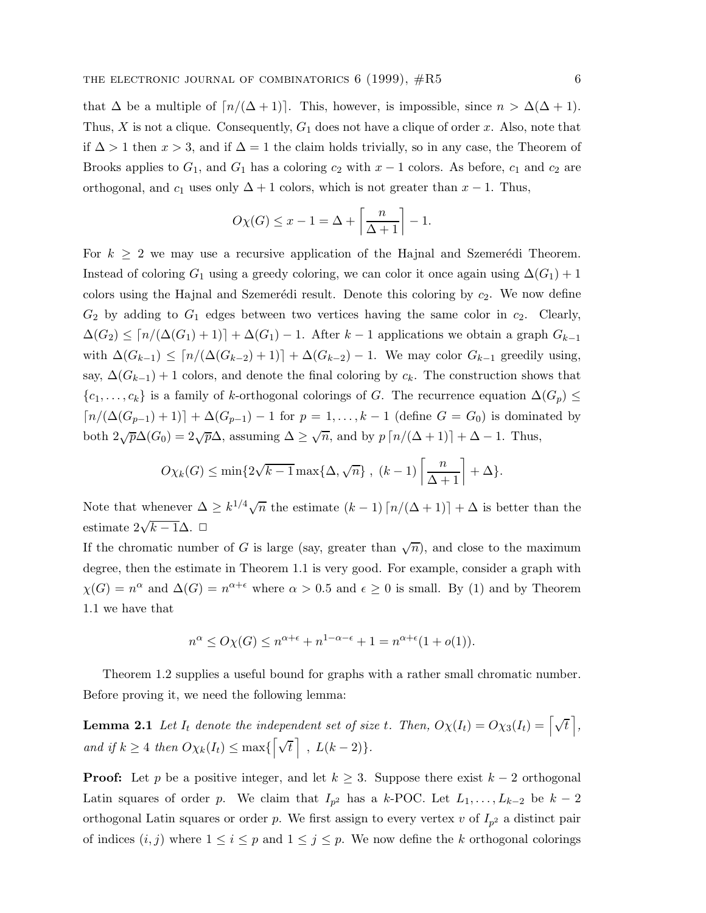that $\Delta$ be a multiple of $\lceil n/(\Delta+1)\rceil$. This, however, is impossible, since $n > \Delta(\Delta+1)$. Thus, $X$ is not a clique. Consequently, $G_1$ does not have a clique of order $x$. Also, note that if $\Delta > 1$ then $x > 3$, and if $\Delta = 1$ the claim holds trivially, so in any case, the Theorem of Brooks applies to $G_1$, and $G_1$ has a coloring $c_2$ with $x-1$ colors. As before, $c_1$ and $c_2$ are orthogonal, and $c_1$ uses only $\Delta+1$ colors, which is not greater than $x-1$. Thus,

$$O\chi(G) \leq x - 1 = \Delta + \left\lceil \frac{n}{\Delta+1} \right\rceil - 1.$$

For $k \geq 2$ we may use a recursive application of the Hajnal and Szemerédi Theorem. Instead of coloring $G_1$ using a greedy coloring, we can color it once again using $\Delta(G_1)+1$ colors using the Hajnal and Szemerédi result. Denote this coloring by $c_2$. We now define $G_2$ by adding to $G_1$ edges between two vertices having the same color in $c_2$. Clearly, $\Delta(G_2) \leq \lceil n/(\Delta(G_1)+1)\rceil + \Delta(G_1) - 1$. After $k-1$ applications we obtain a graph $G_{k-1}$ with $\Delta(G_{k-1}) \leq \lceil n/(\Delta(G_{k-2})+1)\rceil + \Delta(G_{k-2}) - 1$. We may color $G_{k-1}$ greedily using, say, $\Delta(G_{k-1})+1$ colors, and denote the final coloring by $c_k$. The construction shows that $\{c_1, \ldots, c_k\}$ is a family of $k$-orthogonal colorings of $G$. The recurrence equation $\Delta(G_p) \leq \lceil n/(\Delta(G_{p-1})+1)\rceil + \Delta(G_{p-1}) - 1$ for $p = 1, \ldots, k-1$ (define $G = G_0$) is dominated by both $2\sqrt{p}\Delta(G_0) = 2\sqrt{p}\Delta$, assuming $\Delta \geq \sqrt{n}$, and by $p\lceil n/(\Delta+1)\rceil + \Delta - 1$. Thus,

$$O\chi_k(G) \leq \min\{2\sqrt{k-1}\max\{\Delta, \sqrt{n}\}\ ,\ (k-1)\left\lceil \frac{n}{\Delta+1} \right\rceil + \Delta\}.$$

Note that whenever $\Delta \geq k^{1/4}\sqrt{n}$ the estimate $(k-1)\lceil n/(\Delta+1)\rceil + \Delta$ is better than the estimate $2\sqrt{k-1}\Delta$. $\square$

If the chromatic number of $G$ is large (say, greater than $\sqrt{n}$), and close to the maximum degree, then the estimate in Theorem 1.1 is very good. For example, consider a graph with $\chi(G) = n^\alpha$ and $\Delta(G) = n^{\alpha+\epsilon}$ where $\alpha > 0.5$ and $\epsilon \geq 0$ is small. By (1) and by Theorem 1.1 we have that

$$n^\alpha \leq O\chi(G) \leq n^{\alpha+\epsilon} + n^{1-\alpha-\epsilon} + 1 = n^{\alpha+\epsilon}(1+o(1)).$$

Theorem 1.2 supplies a useful bound for graphs with a rather small chromatic number. Before proving it, we need the following lemma:

**Lemma 2.1** *Let $I_t$ denote the independent set of size $t$. Then, $O\chi(I_t) = O\chi_3(I_t) = \left\lceil \sqrt{t} \right\rceil$, and if $k \geq 4$ then $O\chi_k(I_t) \leq \max\{\left\lceil \sqrt{t} \right\rceil\ ,\ L(k-2)\}$.*

**Proof:** Let $p$ be a positive integer, and let $k \geq 3$. Suppose there exist $k-2$ orthogonal Latin squares of order $p$. We claim that $I_{p^2}$ has a $k$-POC. Let $L_1, \ldots, L_{k-2}$ be $k-2$ orthogonal Latin squares or order $p$. We first assign to every vertex $v$ of $I_{p^2}$ a distinct pair of indices $(i,j)$ where $1 \leq i \leq p$ and $1 \leq j \leq p$. We now define the $k$ orthogonal colorings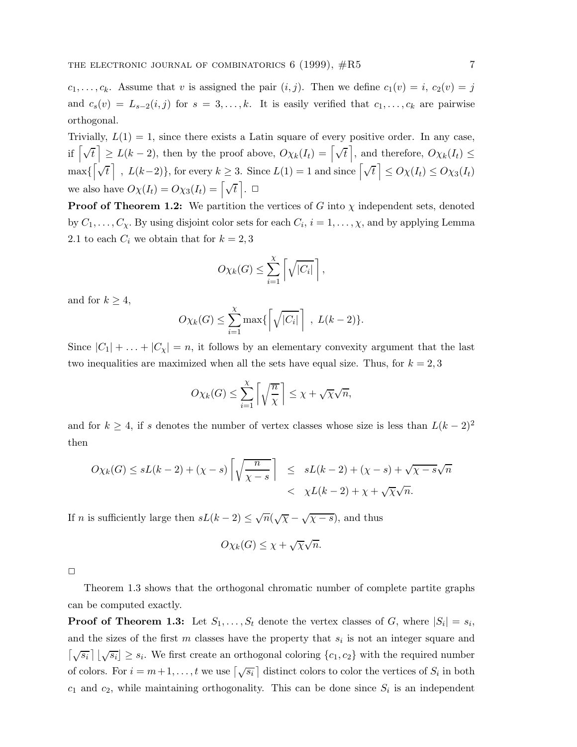$c_1, \ldots, c_k$. Assume that $v$ is assigned the pair $(i, j)$. Then we define $c_1(v) = i$, $c_2(v) = j$ and $c_s(v) = L_{s-2}(i, j)$ for $s = 3, \ldots, k$. It is easily verified that $c_1, \ldots, c_k$ are pairwise orthogonal.

Trivially, $L(1) = 1$, since there exists a Latin square of every positive order. In any case, if $\lceil \sqrt{t} \rceil \geq L(k-2)$, then by the proof above, $O\chi_k(I_t) = \lceil \sqrt{t} \rceil$, and therefore, $O\chi_k(I_t) \leq \max\{\lceil \sqrt{t} \rceil\ ,\ L(k-2)\}$, for every $k \geq 3$. Since $L(1) = 1$ and since $\lceil \sqrt{t} \rceil \leq O\chi(I_t) \leq O\chi_3(I_t)$ we also have $O\chi(I_t) = O\chi_3(I_t) = \lceil \sqrt{t} \rceil$. $\square$

**Proof of Theorem 1.2:** We partition the vertices of $G$ into $\chi$ independent sets, denoted by $C_1, \ldots, C_\chi$. By using disjoint color sets for each $C_i$, $i = 1, \ldots, \chi$, and by applying Lemma 2.1 to each $C_i$ we obtain that for $k = 2, 3$

$$O\chi_k(G) \leq \sum_{i=1}^{\chi} \left\lceil \sqrt{|C_i|} \right\rceil,$$

and for $k \geq 4$,

$$O\chi_k(G) \leq \sum_{i=1}^{\chi} \max\{\left\lceil \sqrt{|C_i|} \right\rceil\ ,\ L(k-2)\}.$$

Since $|C_1| + \ldots + |C_\chi| = n$, it follows by an elementary convexity argument that the last two inequalities are maximized when all the sets have equal size. Thus, for $k = 2, 3$

$$O\chi_k(G) \leq \sum_{i=1}^{\chi} \left\lceil \sqrt{\frac{n}{\chi}} \right\rceil \leq \chi + \sqrt{\chi}\sqrt{n},$$

and for $k \geq 4$, if $s$ denotes the number of vertex classes whose size is less than $L(k-2)^2$ then

$$\begin{aligned} O\chi_k(G) \leq sL(k-2) + (\chi - s) \left\lceil \sqrt{\frac{n}{\chi - s}} \right\rceil &\leq sL(k-2) + (\chi - s) + \sqrt{\chi - s}\sqrt{n} \\ &< \chi L(k-2) + \chi + \sqrt{\chi}\sqrt{n}. \end{aligned}$$

If $n$ is sufficiently large then $sL(k-2) \leq \sqrt{n}(\sqrt{\chi} - \sqrt{\chi - s})$, and thus

$$O\chi_k(G) \leq \chi + \sqrt{\chi}\sqrt{n}.$$

$\square$

Theorem 1.3 shows that the orthogonal chromatic number of complete partite graphs can be computed exactly.

**Proof of Theorem 1.3:** Let $S_1, \ldots, S_t$ denote the vertex classes of $G$, where $|S_i| = s_i$, and the sizes of the first $m$ classes have the property that $s_i$ is not an integer square and $\lceil \sqrt{s_i} \rceil \lfloor \sqrt{s_i} \rfloor \geq s_i$. We first create an orthogonal coloring $\{c_1, c_2\}$ with the required number of colors. For $i = m+1, \ldots, t$ we use $\lceil \sqrt{s_i} \rceil$ distinct colors to color the vertices of $S_i$ in both $c_1$ and $c_2$, while maintaining orthogonality. This can be done since $S_i$ is an independent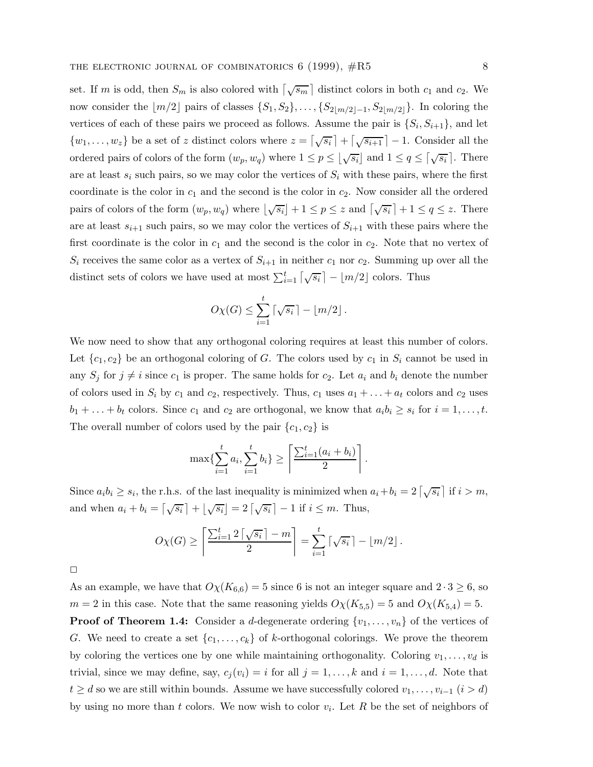set. If $m$ is odd, then $S_m$ is also colored with $\lceil \sqrt{s_m} \rceil$ distinct colors in both $c_1$ and $c_2$. We now consider the $\lfloor m/2 \rfloor$ pairs of classes $\{S_1, S_2\}, \ldots, \{S_{2\lfloor m/2 \rfloor - 1}, S_{2\lfloor m/2 \rfloor}\}$. In coloring the vertices of each of these pairs we proceed as follows. Assume the pair is $\{S_i, S_{i+1}\}$, and let $\{w_1, \ldots, w_z\}$ be a set of $z$ distinct colors where $z = \lceil \sqrt{s_i} \rceil + \lceil \sqrt{s_{i+1}} \rceil - 1$. Consider all the ordered pairs of colors of the form $(w_p, w_q)$ where $1 \le p \le \lfloor \sqrt{s_i} \rfloor$ and $1 \le q \le \lceil \sqrt{s_i} \rceil$. There are at least $s_i$ such pairs, so we may color the vertices of $S_i$ with these pairs, where the first coordinate is the color in $c_1$ and the second is the color in $c_2$. Now consider all the ordered pairs of colors of the form $(w_p, w_q)$ where $\lfloor \sqrt{s_i} \rfloor + 1 \le p \le z$ and $\lceil \sqrt{s_i} \rceil + 1 \le q \le z$. There are at least $s_{i+1}$ such pairs, so we may color the vertices of $S_{i+1}$ with these pairs where the first coordinate is the color in $c_1$ and the second is the color in $c_2$. Note that no vertex of $S_i$ receives the same color as a vertex of $S_{i+1}$ in neither $c_1$ nor $c_2$. Summing up over all the distinct sets of colors we have used at most $\sum_{i=1}^{t} \lceil \sqrt{s_i} \rceil - \lfloor m/2 \rfloor$ colors. Thus

$$O\chi(G) \le \sum_{i=1}^{t} \lceil \sqrt{s_i} \rceil - \lfloor m/2 \rfloor .$$

We now need to show that any orthogonal coloring requires at least this number of colors. Let $\{c_1, c_2\}$ be an orthogonal coloring of $G$. The colors used by $c_1$ in $S_i$ cannot be used in any $S_j$ for $j \ne i$ since $c_1$ is proper. The same holds for $c_2$. Let $a_i$ and $b_i$ denote the number of colors used in $S_i$ by $c_1$ and $c_2$, respectively. Thus, $c_1$ uses $a_1 + \ldots + a_t$ colors and $c_2$ uses $b_1 + \ldots + b_t$ colors. Since $c_1$ and $c_2$ are orthogonal, we know that $a_i b_i \ge s_i$ for $i = 1, \ldots, t$. The overall number of colors used by the pair $\{c_1, c_2\}$ is

$$\max\{\sum_{i=1}^{t} a_i, \sum_{i=1}^{t} b_i\} \ge \left\lceil \frac{\sum_{i=1}^{t}(a_i + b_i)}{2} \right\rceil .$$

Since $a_i b_i \ge s_i$, the r.h.s. of the last inequality is minimized when $a_i + b_i = 2\lceil \sqrt{s_i} \rceil$ if $i > m$, and when $a_i + b_i = \lceil \sqrt{s_i} \rceil + \lfloor \sqrt{s_i} \rfloor = 2\lceil \sqrt{s_i} \rceil - 1$ if $i \le m$. Thus,

$$O\chi(G) \ge \left\lceil \frac{\sum_{i=1}^{t} 2\lceil \sqrt{s_i} \rceil - m}{2} \right\rceil = \sum_{i=1}^{t} \lceil \sqrt{s_i} \rceil - \lfloor m/2 \rfloor .$$

□

As an example, we have that $O\chi(K_{6,6}) = 5$ since 6 is not an integer square and $2 \cdot 3 \ge 6$, so $m = 2$ in this case. Note that the same reasoning yields $O\chi(K_{5,5}) = 5$ and $O\chi(K_{5,4}) = 5$.

**Proof of Theorem 1.4:** Consider a $d$-degenerate ordering $\{v_1, \ldots, v_n\}$ of the vertices of $G$. We need to create a set $\{c_1, \ldots, c_k\}$ of $k$-orthogonal colorings. We prove the theorem by coloring the vertices one by one while maintaining orthogonality. Coloring $v_1, \ldots, v_d$ is trivial, since we may define, say, $c_j(v_i) = i$ for all $j = 1, \ldots, k$ and $i = 1, \ldots, d$. Note that $t \ge d$ so we are still within bounds. Assume we have successfully colored $v_1, \ldots, v_{i-1}$ ($i > d$) by using no more than $t$ colors. We now wish to color $v_i$. Let $R$ be the set of neighbors of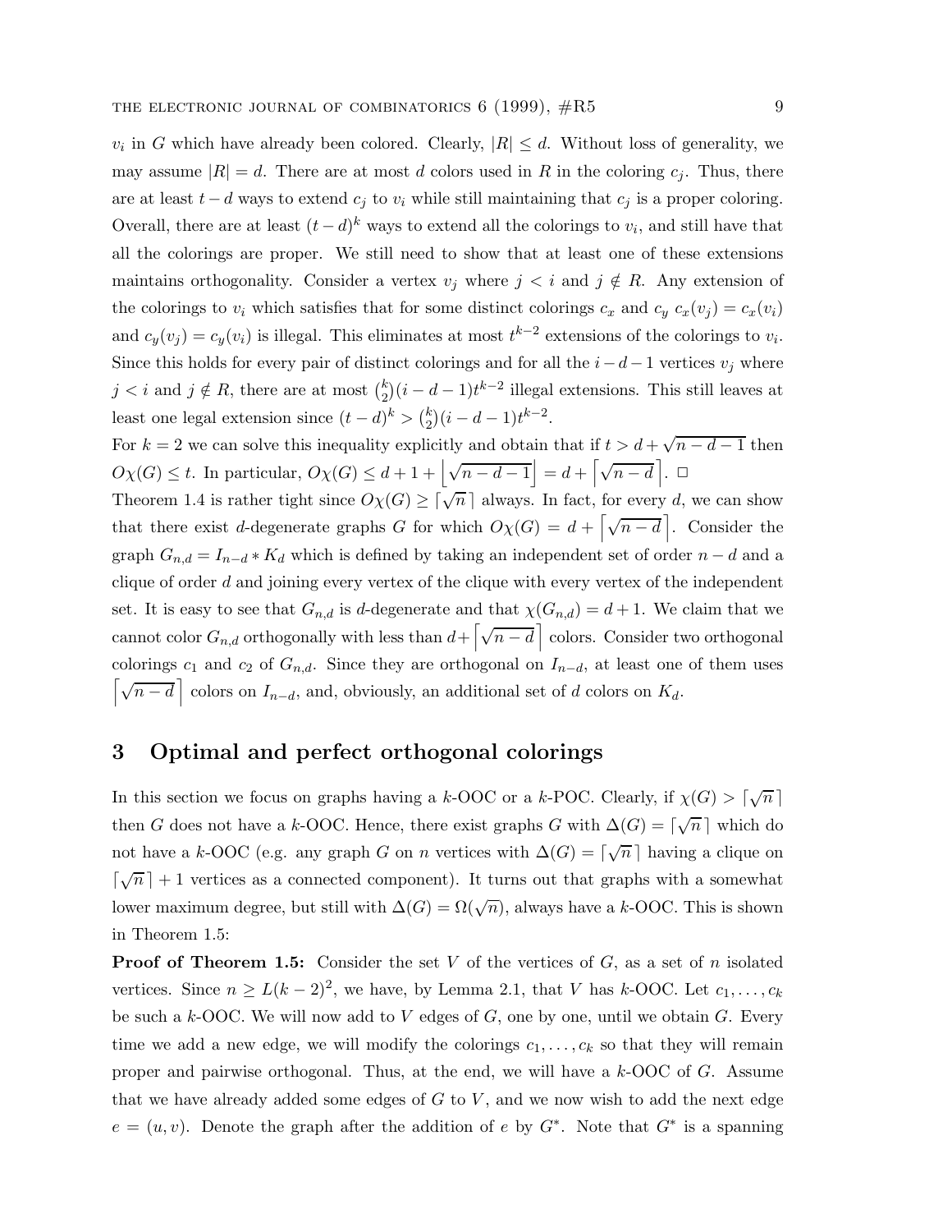$v_i$ in $G$ which have already been colored. Clearly, $|R| \le d$. Without loss of generality, we may assume $|R| = d$. There are at most $d$ colors used in $R$ in the coloring $c_j$. Thus, there are at least $t - d$ ways to extend $c_j$ to $v_i$ while still maintaining that $c_j$ is a proper coloring. Overall, there are at least $(t-d)^k$ ways to extend all the colorings to $v_i$, and still have that all the colorings are proper. We still need to show that at least one of these extensions maintains orthogonality. Consider a vertex $v_j$ where $j < i$ and $j \notin R$. Any extension of the colorings to $v_i$ which satisfies that for some distinct colorings $c_x$ and $c_y$ $c_x(v_j) = c_x(v_i)$ and $c_y(v_j) = c_y(v_i)$ is illegal. This eliminates at most $t^{k-2}$ extensions of the colorings to $v_i$. Since this holds for every pair of distinct colorings and for all the $i-d-1$ vertices $v_j$ where $j < i$ and $j \notin R$, there are at most $\binom{k}{2}(i-d-1)t^{k-2}$ illegal extensions. This still leaves at least one legal extension since $(t-d)^k > \binom{k}{2}(i-d-1)t^{k-2}$.

For $k = 2$ we can solve this inequality explicitly and obtain that if $t > d + \sqrt{n-d-1}$ then $O\chi(G) \le t$. In particular, $O\chi(G) \le d + 1 + \left\lfloor \sqrt{n-d-1} \right\rfloor = d + \left\lceil \sqrt{n-d} \right\rceil$. $\Box$

Theorem 1.4 is rather tight since $O\chi(G) \ge \lceil \sqrt{n} \rceil$ always. In fact, for every $d$, we can show that there exist $d$-degenerate graphs $G$ for which $O\chi(G) = d + \left\lceil \sqrt{n-d} \right\rceil$. Consider the graph $G_{n,d} = I_{n-d} * K_d$ which is defined by taking an independent set of order $n-d$ and a clique of order $d$ and joining every vertex of the clique with every vertex of the independent set. It is easy to see that $G_{n,d}$ is $d$-degenerate and that $\chi(G_{n,d}) = d+1$. We claim that we cannot color $G_{n,d}$ orthogonally with less than $d + \left\lceil \sqrt{n-d} \right\rceil$ colors. Consider two orthogonal colorings $c_1$ and $c_2$ of $G_{n,d}$. Since they are orthogonal on $I_{n-d}$, at least one of them uses $\left\lceil \sqrt{n-d} \right\rceil$ colors on $I_{n-d}$, and, obviously, an additional set of $d$ colors on $K_d$.

## 3 Optimal and perfect orthogonal colorings

In this section we focus on graphs having a $k$-OOC or a $k$-POC. Clearly, if $\chi(G) > \lceil \sqrt{n} \rceil$ then $G$ does not have a $k$-OOC. Hence, there exist graphs $G$ with $\Delta(G) = \lceil \sqrt{n} \rceil$ which do not have a $k$-OOC (e.g. any graph $G$ on $n$ vertices with $\Delta(G) = \lceil \sqrt{n} \rceil$ having a clique on $\lceil \sqrt{n} \rceil + 1$ vertices as a connected component). It turns out that graphs with a somewhat lower maximum degree, but still with $\Delta(G) = \Omega(\sqrt{n})$, always have a $k$-OOC. This is shown in Theorem 1.5:

**Proof of Theorem 1.5:** Consider the set $V$ of the vertices of $G$, as a set of $n$ isolated vertices. Since $n \ge L(k-2)^2$, we have, by Lemma 2.1, that $V$ has $k$-OOC. Let $c_1, \ldots, c_k$ be such a $k$-OOC. We will now add to $V$ edges of $G$, one by one, until we obtain $G$. Every time we add a new edge, we will modify the colorings $c_1, \ldots, c_k$ so that they will remain proper and pairwise orthogonal. Thus, at the end, we will have a $k$-OOC of $G$. Assume that we have already added some edges of $G$ to $V$, and we now wish to add the next edge $e = (u, v)$. Denote the graph after the addition of $e$ by $G^*$. Note that $G^*$ is a spanning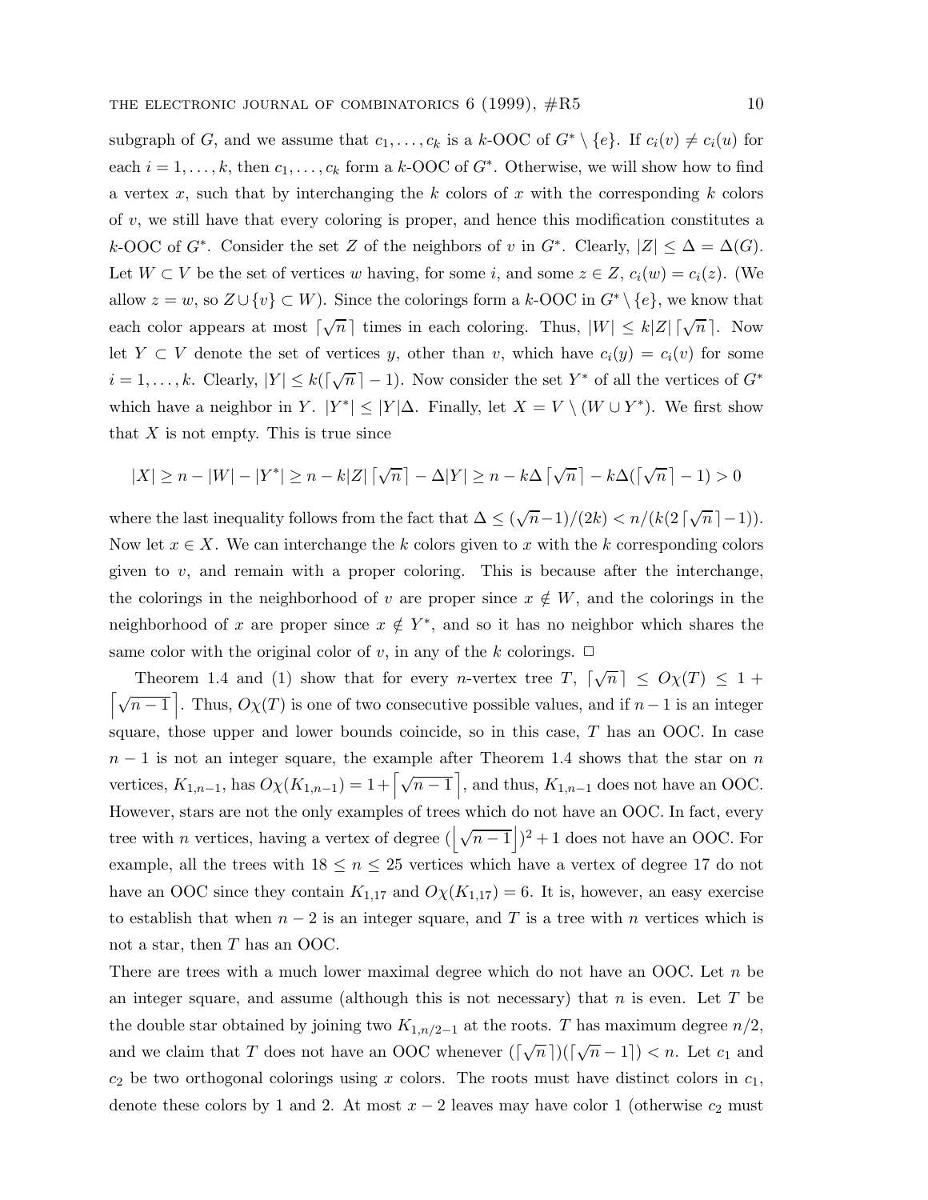subgraph of $G$, and we assume that $c_1, \ldots, c_k$ is a $k$-OOC of $G^* \setminus \{e\}$. If $c_i(v) \neq c_i(u)$ for each $i = 1, \ldots, k$, then $c_1, \ldots, c_k$ form a $k$-OOC of $G^*$. Otherwise, we will show how to find a vertex $x$, such that by interchanging the $k$ colors of $x$ with the corresponding $k$ colors of $v$, we still have that every coloring is proper, and hence this modification constitutes a $k$-OOC of $G^*$. Consider the set $Z$ of the neighbors of $v$ in $G^*$. Clearly, $|Z| \leq \Delta = \Delta(G)$. Let $W \subset V$ be the set of vertices $w$ having, for some $i$, and some $z \in Z$, $c_i(w) = c_i(z)$. (We allow $z = w$, so $Z \cup \{v\} \subset W$). Since the colorings form a $k$-OOC in $G^* \setminus \{e\}$, we know that each color appears at most $\lceil \sqrt{n} \rceil$ times in each coloring. Thus, $|W| \leq k|Z| \lceil \sqrt{n} \rceil$. Now let $Y \subset V$ denote the set of vertices $y$, other than $v$, which have $c_i(y) = c_i(v)$ for some $i = 1, \ldots, k$. Clearly, $|Y| \leq k(\lceil \sqrt{n} \rceil - 1)$. Now consider the set $Y^*$ of all the vertices of $G^*$ which have a neighbor in $Y$. $|Y^*| \leq |Y|\Delta$. Finally, let $X = V \setminus (W \cup Y^*)$. We first show that $X$ is not empty. This is true since

$$|X| \geq n - |W| - |Y^*| \geq n - k|Z| \lceil \sqrt{n} \rceil - \Delta|Y| \geq n - k\Delta \lceil \sqrt{n} \rceil - k\Delta(\lceil \sqrt{n} \rceil - 1) > 0$$

where the last inequality follows from the fact that $\Delta \leq (\sqrt{n}-1)/(2k) < n/(k(2\lceil \sqrt{n} \rceil - 1))$. Now let $x \in X$. We can interchange the $k$ colors given to $x$ with the $k$ corresponding colors given to $v$, and remain with a proper coloring. This is because after the interchange, the colorings in the neighborhood of $v$ are proper since $x \notin W$, and the colorings in the neighborhood of $x$ are proper since $x \notin Y^*$, and so it has no neighbor which shares the same color with the original color of $v$, in any of the $k$ colorings. $\Box$

Theorem 1.4 and (1) show that for every $n$-vertex tree $T$, $\lceil \sqrt{n} \rceil \leq O\chi(T) \leq 1 + \left\lceil \sqrt{n-1} \right\rceil$. Thus, $O\chi(T)$ is one of two consecutive possible values, and if $n-1$ is an integer square, those upper and lower bounds coincide, so in this case, $T$ has an OOC. In case $n-1$ is not an integer square, the example after Theorem 1.4 shows that the star on $n$ vertices, $K_{1,n-1}$, has $O\chi(K_{1,n-1}) = 1 + \left\lceil \sqrt{n-1} \right\rceil$, and thus, $K_{1,n-1}$ does not have an OOC. However, stars are not the only examples of trees which do not have an OOC. In fact, every tree with $n$ vertices, having a vertex of degree $(\left\lfloor \sqrt{n-1} \right\rfloor)^2 + 1$ does not have an OOC. For example, all the trees with $18 \leq n \leq 25$ vertices which have a vertex of degree 17 do not have an OOC since they contain $K_{1,17}$ and $O\chi(K_{1,17}) = 6$. It is, however, an easy exercise to establish that when $n-2$ is an integer square, and $T$ is a tree with $n$ vertices which is not a star, then $T$ has an OOC.

There are trees with a much lower maximal degree which do not have an OOC. Let $n$ be an integer square, and assume (although this is not necessary) that $n$ is even. Let $T$ be the double star obtained by joining two $K_{1,n/2-1}$ at the roots. $T$ has maximum degree $n/2$, and we claim that $T$ does not have an OOC whenever $(\lceil \sqrt{n} \rceil)(\lceil \sqrt{n} - 1 \rceil) < n$. Let $c_1$ and $c_2$ be two orthogonal colorings using $x$ colors. The roots must have distinct colors in $c_1$, denote these colors by 1 and 2. At most $x-2$ leaves may have color 1 (otherwise $c_2$ must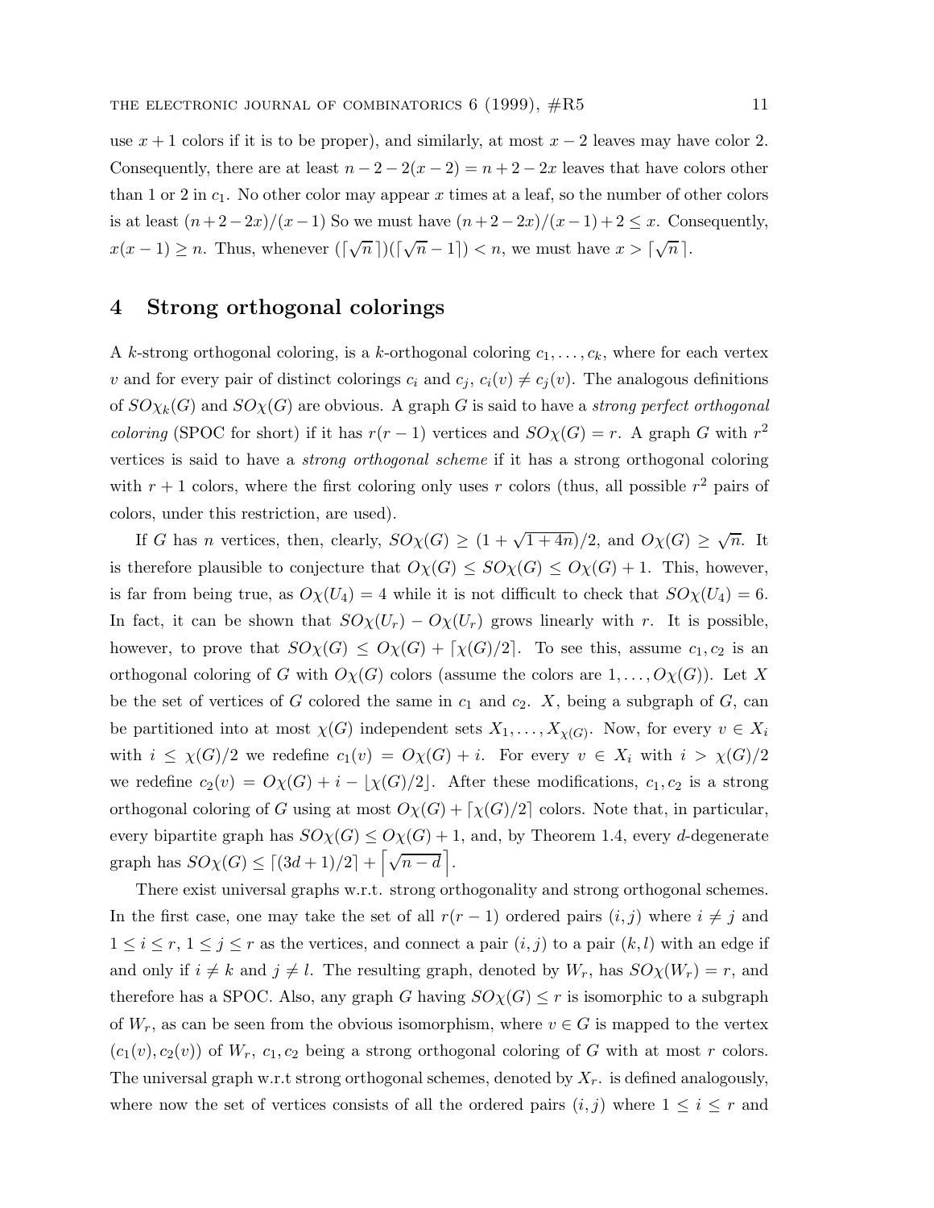use $x+1$ colors if it is to be proper), and similarly, at most $x-2$ leaves may have color 2. Consequently, there are at least $n-2-2(x-2) = n+2-2x$ leaves that have colors other than 1 or 2 in $c_1$. No other color may appear $x$ times at a leaf, so the number of other colors is at least $(n+2-2x)/(x-1)$ So we must have $(n+2-2x)/(x-1)+2 \leq x$. Consequently, $x(x-1) \geq n$. Thus, whenever $(\lceil \sqrt{n}\,\rceil)(\lceil \sqrt{n}-1\rceil) < n$, we must have $x > \lceil \sqrt{n}\,\rceil$.

## 4 Strong orthogonal colorings

A $k$-strong orthogonal coloring, is a $k$-orthogonal coloring $c_1, \ldots, c_k$, where for each vertex $v$ and for every pair of distinct colorings $c_i$ and $c_j$, $c_i(v) \neq c_j(v)$. The analogous definitions of $SO\chi_k(G)$ and $SO\chi(G)$ are obvious. A graph $G$ is said to have a *strong perfect orthogonal coloring* (SPOC for short) if it has $r(r-1)$ vertices and $SO\chi(G) = r$. A graph $G$ with $r^2$ vertices is said to have a *strong orthogonal scheme* if it has a strong orthogonal coloring with $r+1$ colors, where the first coloring only uses $r$ colors (thus, all possible $r^2$ pairs of colors, under this restriction, are used).

If $G$ has $n$ vertices, then, clearly, $SO\chi(G) \geq (1+\sqrt{1+4n})/2$, and $O\chi(G) \geq \sqrt{n}$. It is therefore plausible to conjecture that $O\chi(G) \leq SO\chi(G) \leq O\chi(G)+1$. This, however, is far from being true, as $O\chi(U_4) = 4$ while it is not difficult to check that $SO\chi(U_4) = 6$. In fact, it can be shown that $SO\chi(U_r) - O\chi(U_r)$ grows linearly with $r$. It is possible, however, to prove that $SO\chi(G) \leq O\chi(G) + \lceil \chi(G)/2 \rceil$. To see this, assume $c_1, c_2$ is an orthogonal coloring of $G$ with $O\chi(G)$ colors (assume the colors are $1, \ldots, O\chi(G)$). Let $X$ be the set of vertices of $G$ colored the same in $c_1$ and $c_2$. $X$, being a subgraph of $G$, can be partitioned into at most $\chi(G)$ independent sets $X_1, \ldots, X_{\chi(G)}$. Now, for every $v \in X_i$ with $i \leq \chi(G)/2$ we redefine $c_1(v) = O\chi(G)+i$. For every $v \in X_i$ with $i > \chi(G)/2$ we redefine $c_2(v) = O\chi(G)+i-\lfloor \chi(G)/2 \rfloor$. After these modifications, $c_1, c_2$ is a strong orthogonal coloring of $G$ using at most $O\chi(G) + \lceil \chi(G)/2 \rceil$ colors. Note that, in particular, every bipartite graph has $SO\chi(G) \leq O\chi(G)+1$, and, by Theorem 1.4, every $d$-degenerate graph has $SO\chi(G) \leq \lceil (3d+1)/2 \rceil + \left\lceil \sqrt{n-d}\,\right\rceil$.

There exist universal graphs w.r.t. strong orthogonality and strong orthogonal schemes. In the first case, one may take the set of all $r(r-1)$ ordered pairs $(i,j)$ where $i \neq j$ and $1 \leq i \leq r$, $1 \leq j \leq r$ as the vertices, and connect a pair $(i,j)$ to a pair $(k,l)$ with an edge if and only if $i \neq k$ and $j \neq l$. The resulting graph, denoted by $W_r$, has $SO\chi(W_r) = r$, and therefore has a SPOC. Also, any graph $G$ having $SO\chi(G) \leq r$ is isomorphic to a subgraph of $W_r$, as can be seen from the obvious isomorphism, where $v \in G$ is mapped to the vertex $(c_1(v), c_2(v))$ of $W_r$, $c_1, c_2$ being a strong orthogonal coloring of $G$ with at most $r$ colors. The universal graph w.r.t strong orthogonal schemes, denoted by $X_r$. is defined analogously, where now the set of vertices consists of all the ordered pairs $(i,j)$ where $1 \leq i \leq r$ and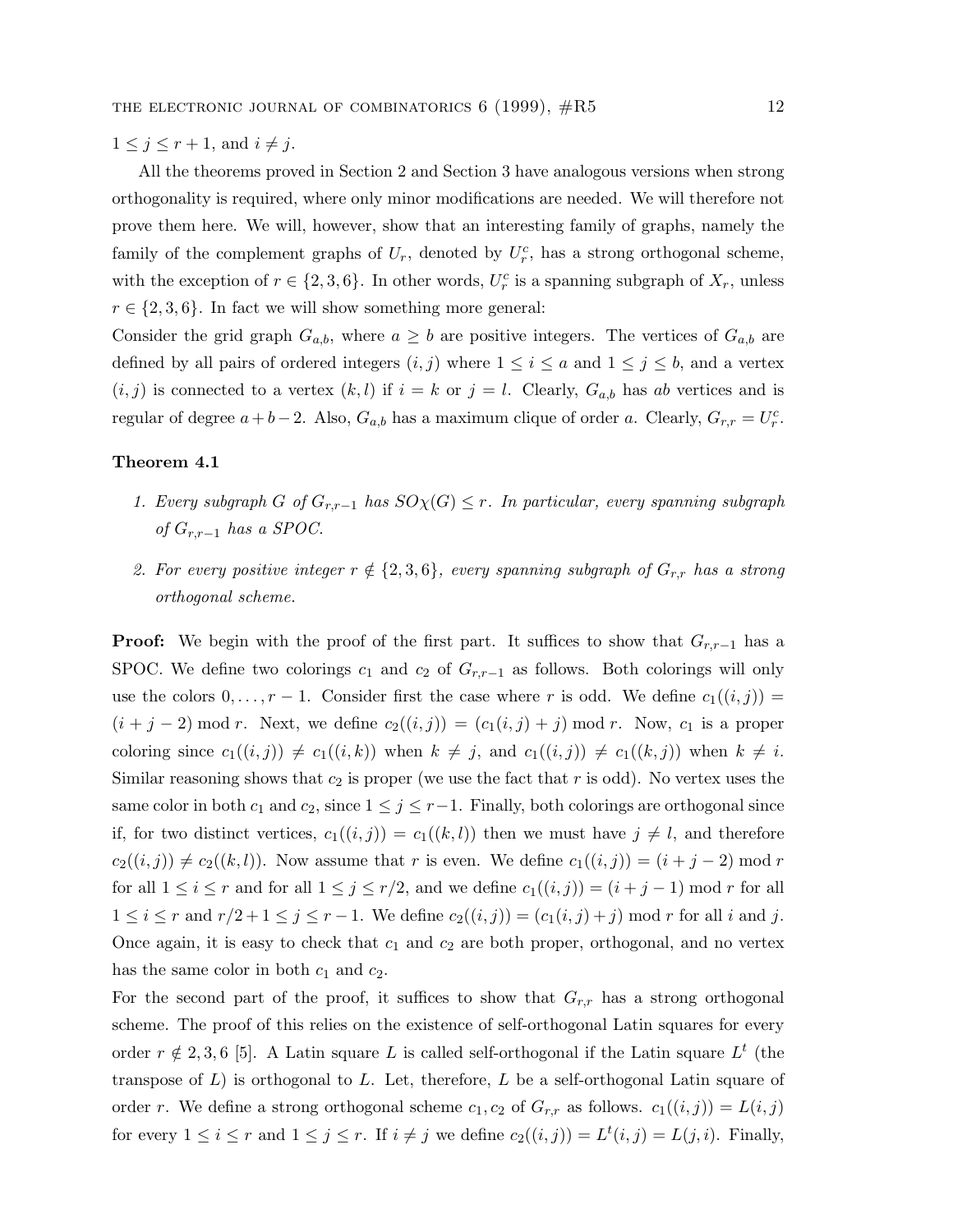$1 \leq j \leq r+1$, and $i \neq j$.

All the theorems proved in Section 2 and Section 3 have analogous versions when strong orthogonality is required, where only minor modifications are needed. We will therefore not prove them here. We will, however, show that an interesting family of graphs, namely the family of the complement graphs of $U_r$, denoted by $U_r^c$, has a strong orthogonal scheme, with the exception of $r \in \{2,3,6\}$. In other words, $U_r^c$ is a spanning subgraph of $X_r$, unless $r \in \{2,3,6\}$. In fact we will show something more general:

Consider the grid graph $G_{a,b}$, where $a \geq b$ are positive integers. The vertices of $G_{a,b}$ are defined by all pairs of ordered integers $(i,j)$ where $1 \leq i \leq a$ and $1 \leq j \leq b$, and a vertex $(i,j)$ is connected to a vertex $(k,l)$ if $i = k$ or $j = l$. Clearly, $G_{a,b}$ has $ab$ vertices and is regular of degree $a+b-2$. Also, $G_{a,b}$ has a maximum clique of order $a$. Clearly, $G_{r,r} = U_r^c$.

**Theorem 4.1**

1. *Every subgraph $G$ of $G_{r,r-1}$ has $SO\chi(G) \leq r$. In particular, every spanning subgraph of $G_{r,r-1}$ has a SPOC.*
2. *For every positive integer $r \notin \{2,3,6\}$, every spanning subgraph of $G_{r,r}$ has a strong orthogonal scheme.*

**Proof:** We begin with the proof of the first part. It suffices to show that $G_{r,r-1}$ has a SPOC. We define two colorings $c_1$ and $c_2$ of $G_{r,r-1}$ as follows. Both colorings will only use the colors $0,\ldots,r-1$. Consider first the case where $r$ is odd. We define $c_1((i,j)) = (i+j-2) \bmod r$. Next, we define $c_2((i,j)) = (c_1(i,j)+j) \bmod r$. Now, $c_1$ is a proper coloring since $c_1((i,j)) \neq c_1((i,k))$ when $k \neq j$, and $c_1((i,j)) \neq c_1((k,j))$ when $k \neq i$. Similar reasoning shows that $c_2$ is proper (we use the fact that $r$ is odd). No vertex uses the same color in both $c_1$ and $c_2$, since $1 \leq j \leq r-1$. Finally, both colorings are orthogonal since if, for two distinct vertices, $c_1((i,j)) = c_1((k,l))$ then we must have $j \neq l$, and therefore $c_2((i,j)) \neq c_2((k,l))$. Now assume that $r$ is even. We define $c_1((i,j)) = (i+j-2) \bmod r$ for all $1 \leq i \leq r$ and for all $1 \leq j \leq r/2$, and we define $c_1((i,j)) = (i+j-1) \bmod r$ for all $1 \leq i \leq r$ and $r/2+1 \leq j \leq r-1$. We define $c_2((i,j)) = (c_1(i,j)+j) \bmod r$ for all $i$ and $j$. Once again, it is easy to check that $c_1$ and $c_2$ are both proper, orthogonal, and no vertex has the same color in both $c_1$ and $c_2$.

For the second part of the proof, it suffices to show that $G_{r,r}$ has a strong orthogonal scheme. The proof of this relies on the existence of self-orthogonal Latin squares for every order $r \notin 2,3,6$ [5]. A Latin square $L$ is called self-orthogonal if the Latin square $L^t$ (the transpose of $L$) is orthogonal to $L$. Let, therefore, $L$ be a self-orthogonal Latin square of order $r$. We define a strong orthogonal scheme $c_1, c_2$ of $G_{r,r}$ as follows. $c_1((i,j)) = L(i,j)$ for every $1 \leq i \leq r$ and $1 \leq j \leq r$. If $i \neq j$ we define $c_2((i,j)) = L^t(i,j) = L(j,i)$. Finally,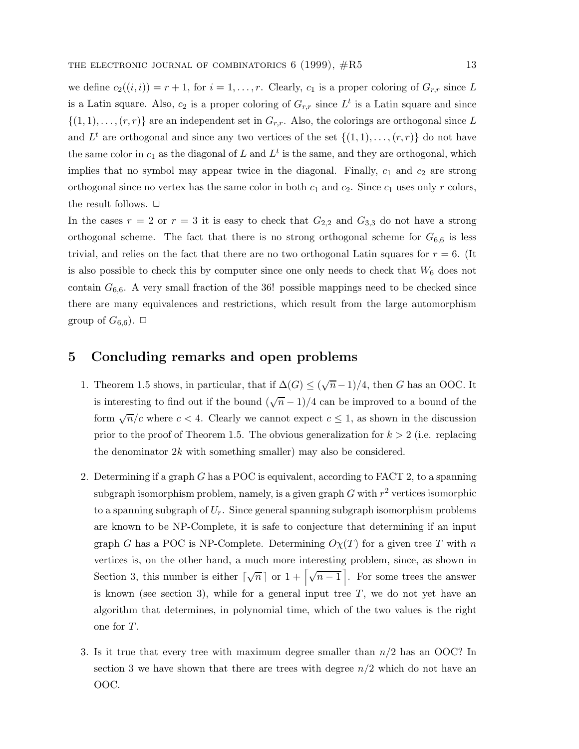we define $c_2((i,i)) = r+1$, for $i = 1, \ldots, r$. Clearly, $c_1$ is a proper coloring of $G_{r,r}$ since $L$ is a Latin square. Also, $c_2$ is a proper coloring of $G_{r,r}$ since $L^t$ is a Latin square and since $\{(1,1), \ldots, (r,r)\}$ are an independent set in $G_{r,r}$. Also, the colorings are orthogonal since $L$ and $L^t$ are orthogonal and since any two vertices of the set $\{(1,1), \ldots, (r,r)\}$ do not have the same color in $c_1$ as the diagonal of $L$ and $L^t$ is the same, and they are orthogonal, which implies that no symbol may appear twice in the diagonal. Finally, $c_1$ and $c_2$ are strong orthogonal since no vertex has the same color in both $c_1$ and $c_2$. Since $c_1$ uses only $r$ colors, the result follows. $\Box$

In the cases $r = 2$ or $r = 3$ it is easy to check that $G_{2,2}$ and $G_{3,3}$ do not have a strong orthogonal scheme. The fact that there is no strong orthogonal scheme for $G_{6,6}$ is less trivial, and relies on the fact that there are no two orthogonal Latin squares for $r = 6$. (It is also possible to check this by computer since one only needs to check that $W_6$ does not contain $G_{6,6}$. A very small fraction of the 36! possible mappings need to be checked since there are many equivalences and restrictions, which result from the large automorphism group of $G_{6,6}$). $\Box$

## 5 Concluding remarks and open problems

1. Theorem 1.5 shows, in particular, that if $\Delta(G) \leq (\sqrt{n}-1)/4$, then $G$ has an OOC. It is interesting to find out if the bound $(\sqrt{n}-1)/4$ can be improved to a bound of the form $\sqrt{n}/c$ where $c < 4$. Clearly we cannot expect $c \leq 1$, as shown in the discussion prior to the proof of Theorem 1.5. The obvious generalization for $k > 2$ (i.e. replacing the denominator $2k$ with something smaller) may also be considered.

2. Determining if a graph $G$ has a POC is equivalent, according to FACT 2, to a spanning subgraph isomorphism problem, namely, is a given graph $G$ with $r^2$ vertices isomorphic to a spanning subgraph of $U_r$. Since general spanning subgraph isomorphism problems are known to be NP-Complete, it is safe to conjecture that determining if an input graph $G$ has a POC is NP-Complete. Determining $O\chi(T)$ for a given tree $T$ with $n$ vertices is, on the other hand, a much more interesting problem, since, as shown in Section 3, this number is either $\lceil \sqrt{n} \rceil$ or $1 + \left\lceil \sqrt{n-1} \right\rceil$. For some trees the answer is known (see section 3), while for a general input tree $T$, we do not yet have an algorithm that determines, in polynomial time, which of the two values is the right one for $T$.

3. Is it true that every tree with maximum degree smaller than $n/2$ has an OOC? In section 3 we have shown that there are trees with degree $n/2$ which do not have an OOC.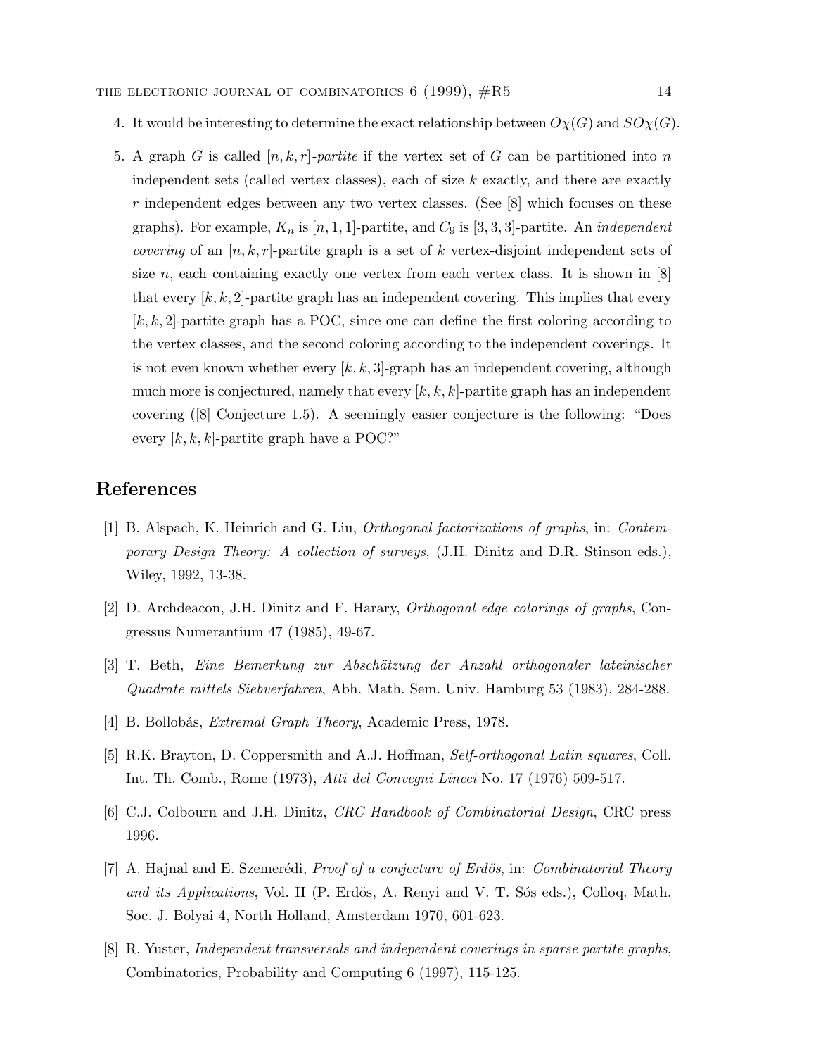4. It would be interesting to determine the exact relationship between $O\chi(G)$ and $SO\chi(G)$.

5. A graph $G$ is called $[n, k, r]$-*partite* if the vertex set of $G$ can be partitioned into $n$ independent sets (called vertex classes), each of size $k$ exactly, and there are exactly $r$ independent edges between any two vertex classes. (See [8] which focuses on these graphs). For example, $K_n$ is $[n, 1, 1]$-partite, and $C_9$ is $[3, 3, 3]$-partite. An *independent covering* of an $[n, k, r]$-partite graph is a set of $k$ vertex-disjoint independent sets of size $n$, each containing exactly one vertex from each vertex class. It is shown in [8] that every $[k, k, 2]$-partite graph has an independent covering. This implies that every $[k, k, 2]$-partite graph has a POC, since one can define the first coloring according to the vertex classes, and the second coloring according to the independent coverings. It is not even known whether every $[k, k, 3]$-graph has an independent covering, although much more is conjectured, namely that every $[k, k, k]$-partite graph has an independent covering ([8] Conjecture 1.5). A seemingly easier conjecture is the following: "Does every $[k, k, k]$-partite graph have a POC?"

## References

[1] B. Alspach, K. Heinrich and G. Liu, *Orthogonal factorizations of graphs*, in: *Contemporary Design Theory: A collection of surveys*, (J.H. Dinitz and D.R. Stinson eds.), Wiley, 1992, 13-38.

[2] D. Archdeacon, J.H. Dinitz and F. Harary, *Orthogonal edge colorings of graphs*, Congressus Numerantium 47 (1985), 49-67.

[3] T. Beth, *Eine Bemerkung zur Abschätzung der Anzahl orthogonaler lateinischer Quadrate mittels Siebverfahren*, Abh. Math. Sem. Univ. Hamburg 53 (1983), 284-288.

[4] B. Bollobás, *Extremal Graph Theory*, Academic Press, 1978.

[5] R.K. Brayton, D. Coppersmith and A.J. Hoffman, *Self-orthogonal Latin squares*, Coll. Int. Th. Comb., Rome (1973), *Atti del Convegni Lincei* No. 17 (1976) 509-517.

[6] C.J. Colbourn and J.H. Dinitz, *CRC Handbook of Combinatorial Design*, CRC press 1996.

[7] A. Hajnal and E. Szemerédi, *Proof of a conjecture of Erdös*, in: *Combinatorial Theory and its Applications*, Vol. II (P. Erdös, A. Renyi and V. T. Sós eds.), Colloq. Math. Soc. J. Bolyai 4, North Holland, Amsterdam 1970, 601-623.

[8] R. Yuster, *Independent transversals and independent coverings in sparse partite graphs*, Combinatorics, Probability and Computing 6 (1997), 115-125.